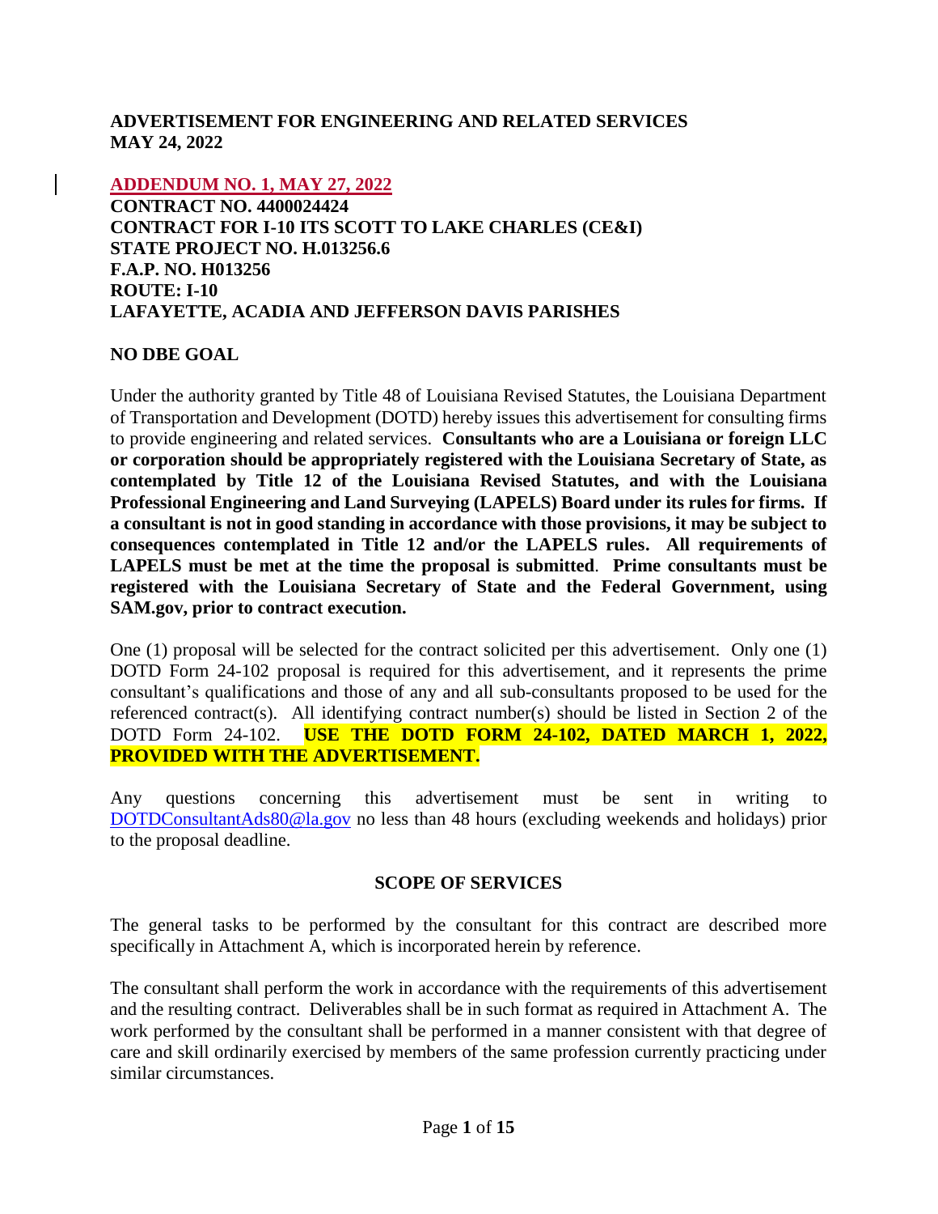**ADVERTISEMENT FOR ENGINEERING AND RELATED SERVICES**
**MAY 24, 2022**

**ADDENDUM NO. 1, MAY 27, 2022**
**CONTRACT NO. 4400024424**
**CONTRACT FOR I-10 ITS SCOTT TO LAKE CHARLES (CE&I)**
**STATE PROJECT NO. H.013256.6**
**F.A.P. NO. H013256**
**ROUTE: I-10**
**LAFAYETTE, ACADIA AND JEFFERSON DAVIS PARISHES**

**NO DBE GOAL**

Under the authority granted by Title 48 of Louisiana Revised Statutes, the Louisiana Department of Transportation and Development (DOTD) hereby issues this advertisement for consulting firms to provide engineering and related services. **Consultants who are a Louisiana or foreign LLC or corporation should be appropriately registered with the Louisiana Secretary of State, as contemplated by Title 12 of the Louisiana Revised Statutes, and with the Louisiana Professional Engineering and Land Surveying (LAPELS) Board under its rules for firms. If a consultant is not in good standing in accordance with those provisions, it may be subject to consequences contemplated in Title 12 and/or the LAPELS rules. All requirements of LAPELS must be met at the time the proposal is submitted**. **Prime consultants must be registered with the Louisiana Secretary of State and the Federal Government, using SAM.gov, prior to contract execution.**

One (1) proposal will be selected for the contract solicited per this advertisement. Only one (1) DOTD Form 24-102 proposal is required for this advertisement, and it represents the prime consultant's qualifications and those of any and all sub-consultants proposed to be used for the referenced contract(s). All identifying contract number(s) should be listed in Section 2 of the DOTD Form 24-102. **USE THE DOTD FORM 24-102, DATED MARCH 1, 2022, PROVIDED WITH THE ADVERTISEMENT.**

Any questions concerning this advertisement must be sent in writing to DOTDConsultantAds80@la.gov no less than 48 hours (excluding weekends and holidays) prior to the proposal deadline.

## SCOPE OF SERVICES

The general tasks to be performed by the consultant for this contract are described more specifically in Attachment A, which is incorporated herein by reference.

The consultant shall perform the work in accordance with the requirements of this advertisement and the resulting contract. Deliverables shall be in such format as required in Attachment A. The work performed by the consultant shall be performed in a manner consistent with that degree of care and skill ordinarily exercised by members of the same profession currently practicing under similar circumstances.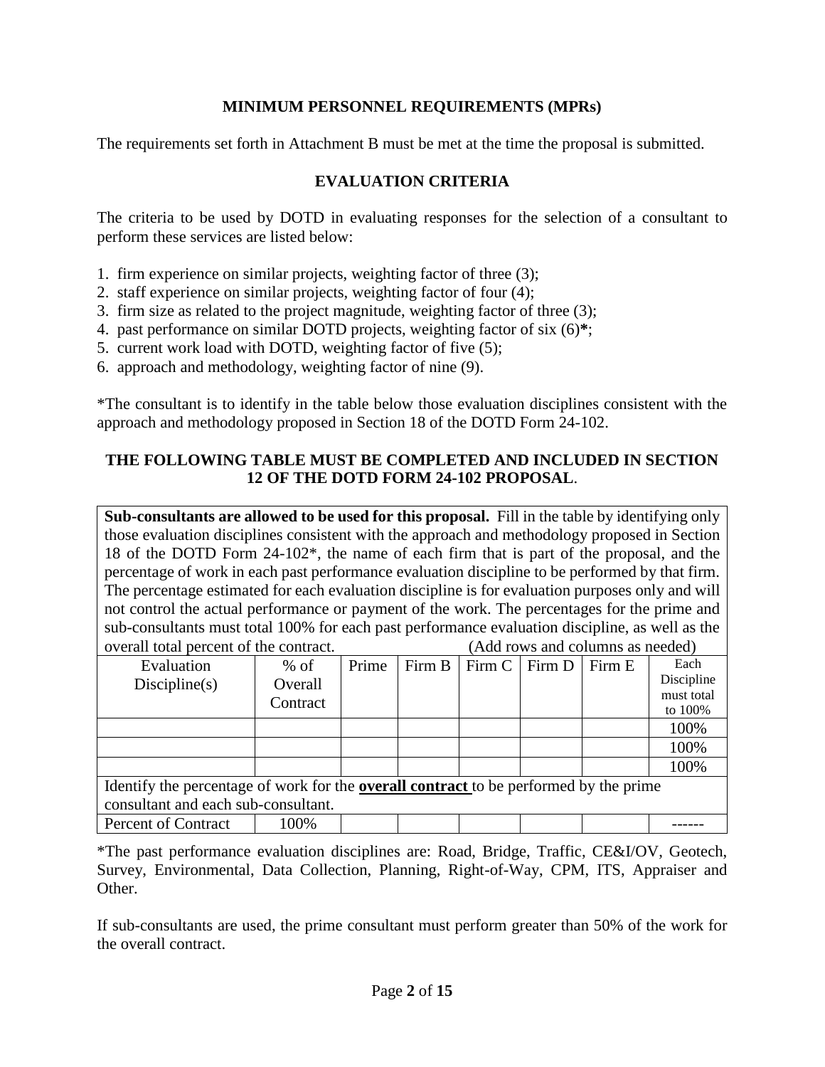## MINIMUM PERSONNEL REQUIREMENTS (MPRs)

The requirements set forth in Attachment B must be met at the time the proposal is submitted.

## EVALUATION CRITERIA

The criteria to be used by DOTD in evaluating responses for the selection of a consultant to perform these services are listed below:

1. firm experience on similar projects, weighting factor of three (3);
2. staff experience on similar projects, weighting factor of four (4);
3. firm size as related to the project magnitude, weighting factor of three (3);
4. past performance on similar DOTD projects, weighting factor of six (6)**\***;
5. current work load with DOTD, weighting factor of five (5);
6. approach and methodology, weighting factor of nine (9).

*The consultant is to identify in the table below those evaluation disciplines consistent with the approach and methodology proposed in Section 18 of the DOTD Form 24-102.

**THE FOLLOWING TABLE MUST BE COMPLETED AND INCLUDED IN SECTION 12 OF THE DOTD FORM 24-102 PROPOSAL**.

**Sub-consultants are allowed to be used for this proposal.** Fill in the table by identifying only those evaluation disciplines consistent with the approach and methodology proposed in Section 18 of the DOTD Form 24-102*, the name of each firm that is part of the proposal, and the percentage of work in each past performance evaluation discipline to be performed by that firm. The percentage estimated for each evaluation discipline is for evaluation purposes only and will not control the actual performance or payment of the work. The percentages for the prime and sub-consultants must total 100% for each past performance evaluation discipline, as well as the overall total percent of the contract. (Add rows and columns as needed)

| Evaluation Discipline(s) | % of Overall Contract | Prime | Firm B | Firm C | Firm D | Firm E | Each Discipline must total to 100% |
|---|---|---|---|---|---|---|---|
| | | | | | | | 100% |
| | | | | | | | 100% |
| | | | | | | | 100% |
| Identify the percentage of work for the **overall contract** to be performed by the prime consultant and each sub-consultant. | | | | | | | |
| Percent of Contract | 100% | | | | | | ------ |

*The past performance evaluation disciplines are: Road, Bridge, Traffic, CE&I/OV, Geotech, Survey, Environmental, Data Collection, Planning, Right-of-Way, CPM, ITS, Appraiser and Other.

If sub-consultants are used, the prime consultant must perform greater than 50% of the work for the overall contract.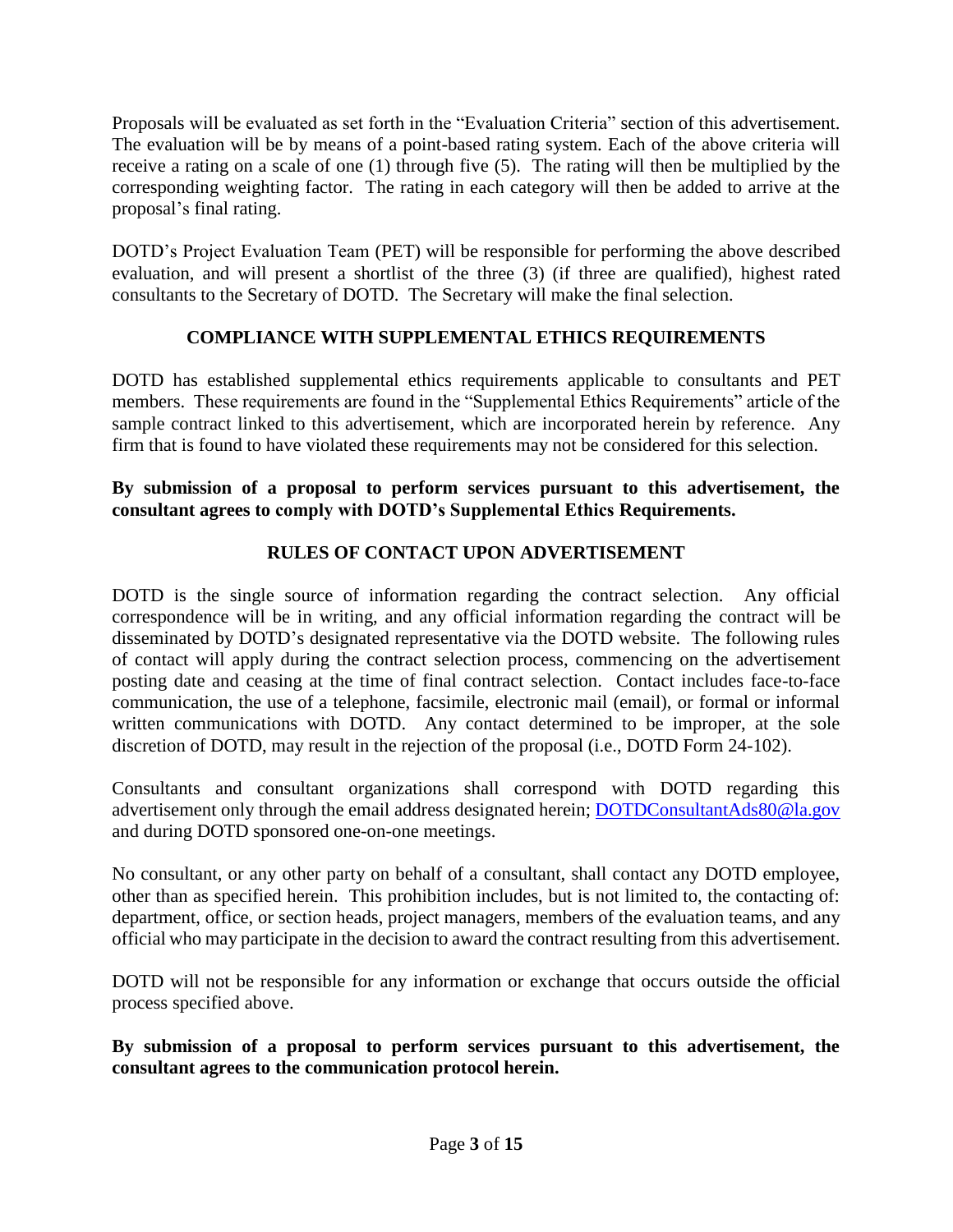Proposals will be evaluated as set forth in the "Evaluation Criteria" section of this advertisement. The evaluation will be by means of a point-based rating system. Each of the above criteria will receive a rating on a scale of one (1) through five (5). The rating will then be multiplied by the corresponding weighting factor. The rating in each category will then be added to arrive at the proposal's final rating.

DOTD's Project Evaluation Team (PET) will be responsible for performing the above described evaluation, and will present a shortlist of the three (3) (if three are qualified), highest rated consultants to the Secretary of DOTD. The Secretary will make the final selection.

## COMPLIANCE WITH SUPPLEMENTAL ETHICS REQUIREMENTS

DOTD has established supplemental ethics requirements applicable to consultants and PET members. These requirements are found in the "Supplemental Ethics Requirements" article of the sample contract linked to this advertisement, which are incorporated herein by reference. Any firm that is found to have violated these requirements may not be considered for this selection.

**By submission of a proposal to perform services pursuant to this advertisement, the consultant agrees to comply with DOTD's Supplemental Ethics Requirements.**

## RULES OF CONTACT UPON ADVERTISEMENT

DOTD is the single source of information regarding the contract selection. Any official correspondence will be in writing, and any official information regarding the contract will be disseminated by DOTD's designated representative via the DOTD website. The following rules of contact will apply during the contract selection process, commencing on the advertisement posting date and ceasing at the time of final contract selection. Contact includes face-to-face communication, the use of a telephone, facsimile, electronic mail (email), or formal or informal written communications with DOTD. Any contact determined to be improper, at the sole discretion of DOTD, may result in the rejection of the proposal (i.e., DOTD Form 24-102).

Consultants and consultant organizations shall correspond with DOTD regarding this advertisement only through the email address designated herein; DOTDConsultantAds80@la.gov and during DOTD sponsored one-on-one meetings.

No consultant, or any other party on behalf of a consultant, shall contact any DOTD employee, other than as specified herein. This prohibition includes, but is not limited to, the contacting of: department, office, or section heads, project managers, members of the evaluation teams, and any official who may participate in the decision to award the contract resulting from this advertisement.

DOTD will not be responsible for any information or exchange that occurs outside the official process specified above.

**By submission of a proposal to perform services pursuant to this advertisement, the consultant agrees to the communication protocol herein.**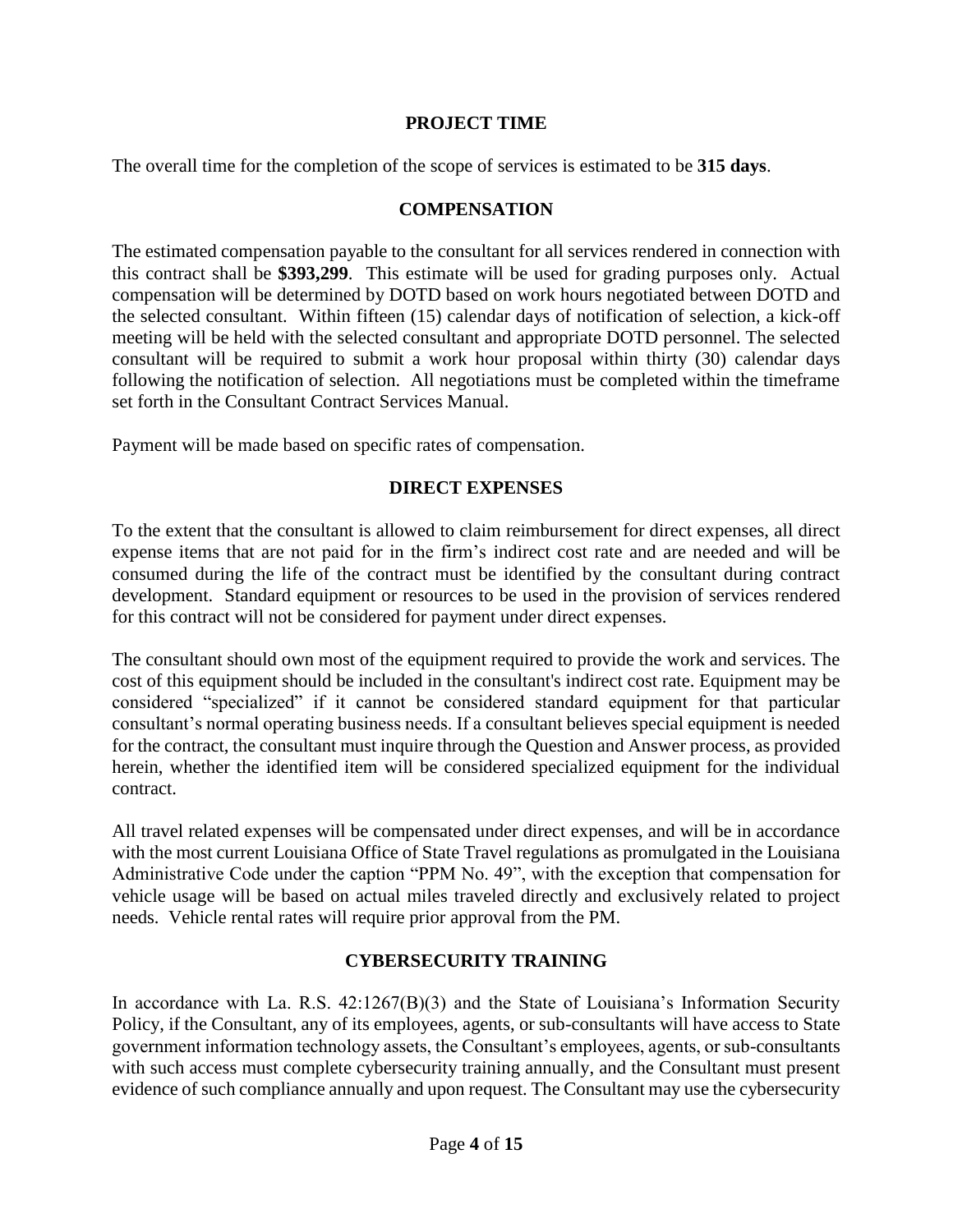## PROJECT TIME

The overall time for the completion of the scope of services is estimated to be **315 days**.

## COMPENSATION

The estimated compensation payable to the consultant for all services rendered in connection with this contract shall be **$393,299**. This estimate will be used for grading purposes only. Actual compensation will be determined by DOTD based on work hours negotiated between DOTD and the selected consultant. Within fifteen (15) calendar days of notification of selection, a kick-off meeting will be held with the selected consultant and appropriate DOTD personnel. The selected consultant will be required to submit a work hour proposal within thirty (30) calendar days following the notification of selection. All negotiations must be completed within the timeframe set forth in the Consultant Contract Services Manual.

Payment will be made based on specific rates of compensation.

## DIRECT EXPENSES

To the extent that the consultant is allowed to claim reimbursement for direct expenses, all direct expense items that are not paid for in the firm's indirect cost rate and are needed and will be consumed during the life of the contract must be identified by the consultant during contract development. Standard equipment or resources to be used in the provision of services rendered for this contract will not be considered for payment under direct expenses.

The consultant should own most of the equipment required to provide the work and services. The cost of this equipment should be included in the consultant's indirect cost rate. Equipment may be considered "specialized" if it cannot be considered standard equipment for that particular consultant's normal operating business needs. If a consultant believes special equipment is needed for the contract, the consultant must inquire through the Question and Answer process, as provided herein, whether the identified item will be considered specialized equipment for the individual contract.

All travel related expenses will be compensated under direct expenses, and will be in accordance with the most current Louisiana Office of State Travel regulations as promulgated in the Louisiana Administrative Code under the caption "PPM No. 49", with the exception that compensation for vehicle usage will be based on actual miles traveled directly and exclusively related to project needs. Vehicle rental rates will require prior approval from the PM.

## CYBERSECURITY TRAINING

In accordance with La. R.S. 42:1267(B)(3) and the State of Louisiana's Information Security Policy, if the Consultant, any of its employees, agents, or sub-consultants will have access to State government information technology assets, the Consultant's employees, agents, or sub-consultants with such access must complete cybersecurity training annually, and the Consultant must present evidence of such compliance annually and upon request. The Consultant may use the cybersecurity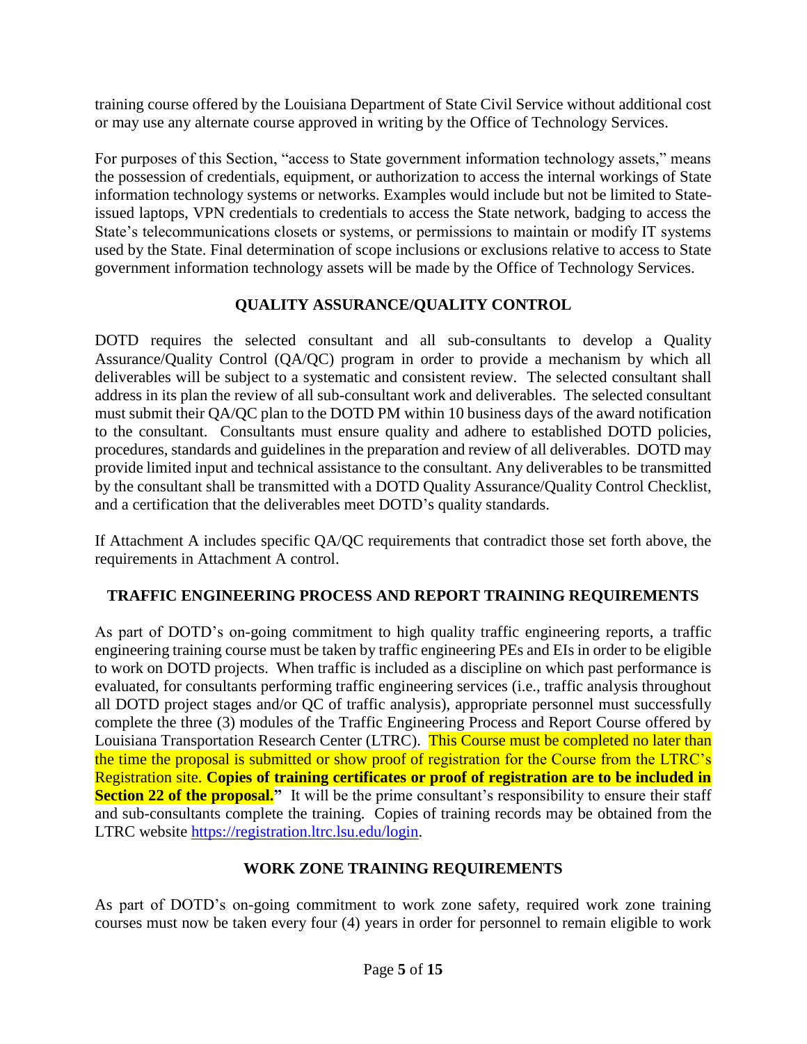training course offered by the Louisiana Department of State Civil Service without additional cost or may use any alternate course approved in writing by the Office of Technology Services.

For purposes of this Section, "access to State government information technology assets," means the possession of credentials, equipment, or authorization to access the internal workings of State information technology systems or networks. Examples would include but not be limited to State-issued laptops, VPN credentials to credentials to access the State network, badging to access the State's telecommunications closets or systems, or permissions to maintain or modify IT systems used by the State. Final determination of scope inclusions or exclusions relative to access to State government information technology assets will be made by the Office of Technology Services.

## QUALITY ASSURANCE/QUALITY CONTROL

DOTD requires the selected consultant and all sub-consultants to develop a Quality Assurance/Quality Control (QA/QC) program in order to provide a mechanism by which all deliverables will be subject to a systematic and consistent review. The selected consultant shall address in its plan the review of all sub-consultant work and deliverables. The selected consultant must submit their QA/QC plan to the DOTD PM within 10 business days of the award notification to the consultant. Consultants must ensure quality and adhere to established DOTD policies, procedures, standards and guidelines in the preparation and review of all deliverables. DOTD may provide limited input and technical assistance to the consultant. Any deliverables to be transmitted by the consultant shall be transmitted with a DOTD Quality Assurance/Quality Control Checklist, and a certification that the deliverables meet DOTD's quality standards.

If Attachment A includes specific QA/QC requirements that contradict those set forth above, the requirements in Attachment A control.

## TRAFFIC ENGINEERING PROCESS AND REPORT TRAINING REQUIREMENTS

As part of DOTD's on-going commitment to high quality traffic engineering reports, a traffic engineering training course must be taken by traffic engineering PEs and EIs in order to be eligible to work on DOTD projects. When traffic is included as a discipline on which past performance is evaluated, for consultants performing traffic engineering services (i.e., traffic analysis throughout all DOTD project stages and/or QC of traffic analysis), appropriate personnel must successfully complete the three (3) modules of the Traffic Engineering Process and Report Course offered by Louisiana Transportation Research Center (LTRC). This Course must be completed no later than the time the proposal is submitted or show proof of registration for the Course from the LTRC's Registration site. **Copies of training certificates or proof of registration are to be included in Section 22 of the proposal."** It will be the prime consultant's responsibility to ensure their staff and sub-consultants complete the training. Copies of training records may be obtained from the LTRC website https://registration.ltrc.lsu.edu/login.

## WORK ZONE TRAINING REQUIREMENTS

As part of DOTD's on-going commitment to work zone safety, required work zone training courses must now be taken every four (4) years in order for personnel to remain eligible to work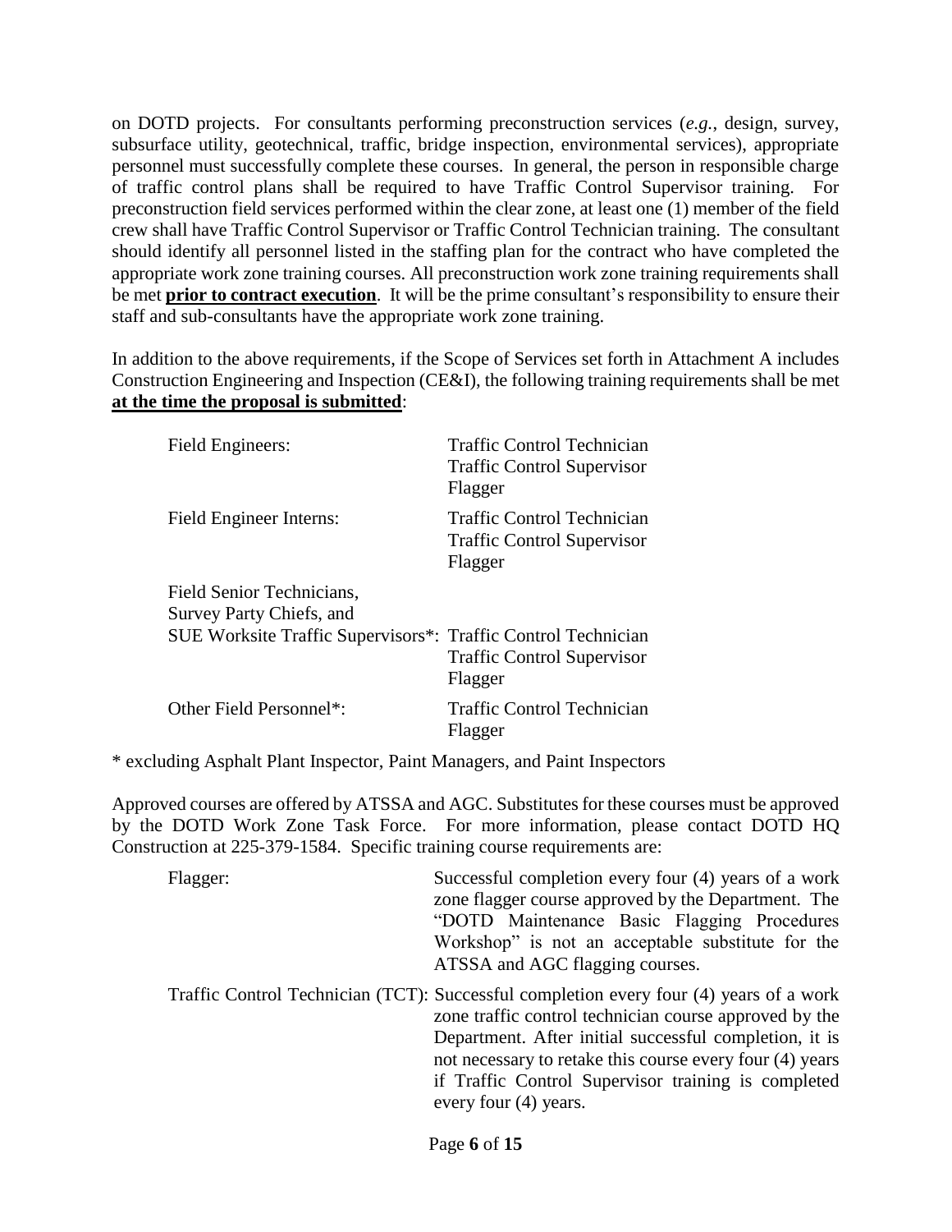on DOTD projects. For consultants performing preconstruction services (*e.g.*, design, survey, subsurface utility, geotechnical, traffic, bridge inspection, environmental services), appropriate personnel must successfully complete these courses. In general, the person in responsible charge of traffic control plans shall be required to have Traffic Control Supervisor training. For preconstruction field services performed within the clear zone, at least one (1) member of the field crew shall have Traffic Control Supervisor or Traffic Control Technician training. The consultant should identify all personnel listed in the staffing plan for the contract who have completed the appropriate work zone training courses. All preconstruction work zone training requirements shall be met **prior to contract execution**. It will be the prime consultant's responsibility to ensure their staff and sub-consultants have the appropriate work zone training.

In addition to the above requirements, if the Scope of Services set forth in Attachment A includes Construction Engineering and Inspection (CE&I), the following training requirements shall be met **at the time the proposal is submitted**:

| | |
|---|---|
| Field Engineers: | Traffic Control Technician<br>Traffic Control Supervisor<br>Flagger |
| Field Engineer Interns: | Traffic Control Technician<br>Traffic Control Supervisor<br>Flagger |
| Field Senior Technicians,<br>Survey Party Chiefs, and<br>SUE Worksite Traffic Supervisors*: | Traffic Control Technician<br>Traffic Control Supervisor<br>Flagger |
| Other Field Personnel*: | Traffic Control Technician<br>Flagger |

* excluding Asphalt Plant Inspector, Paint Managers, and Paint Inspectors

Approved courses are offered by ATSSA and AGC. Substitutes for these courses must be approved by the DOTD Work Zone Task Force. For more information, please contact DOTD HQ Construction at 225-379-1584. Specific training course requirements are:

| | |
|---|---|
| Flagger: | Successful completion every four (4) years of a work zone flagger course approved by the Department. The "DOTD Maintenance Basic Flagging Procedures Workshop" is not an acceptable substitute for the ATSSA and AGC flagging courses. |
| Traffic Control Technician (TCT): | Successful completion every four (4) years of a work zone traffic control technician course approved by the Department. After initial successful completion, it is not necessary to retake this course every four (4) years if Traffic Control Supervisor training is completed every four (4) years. |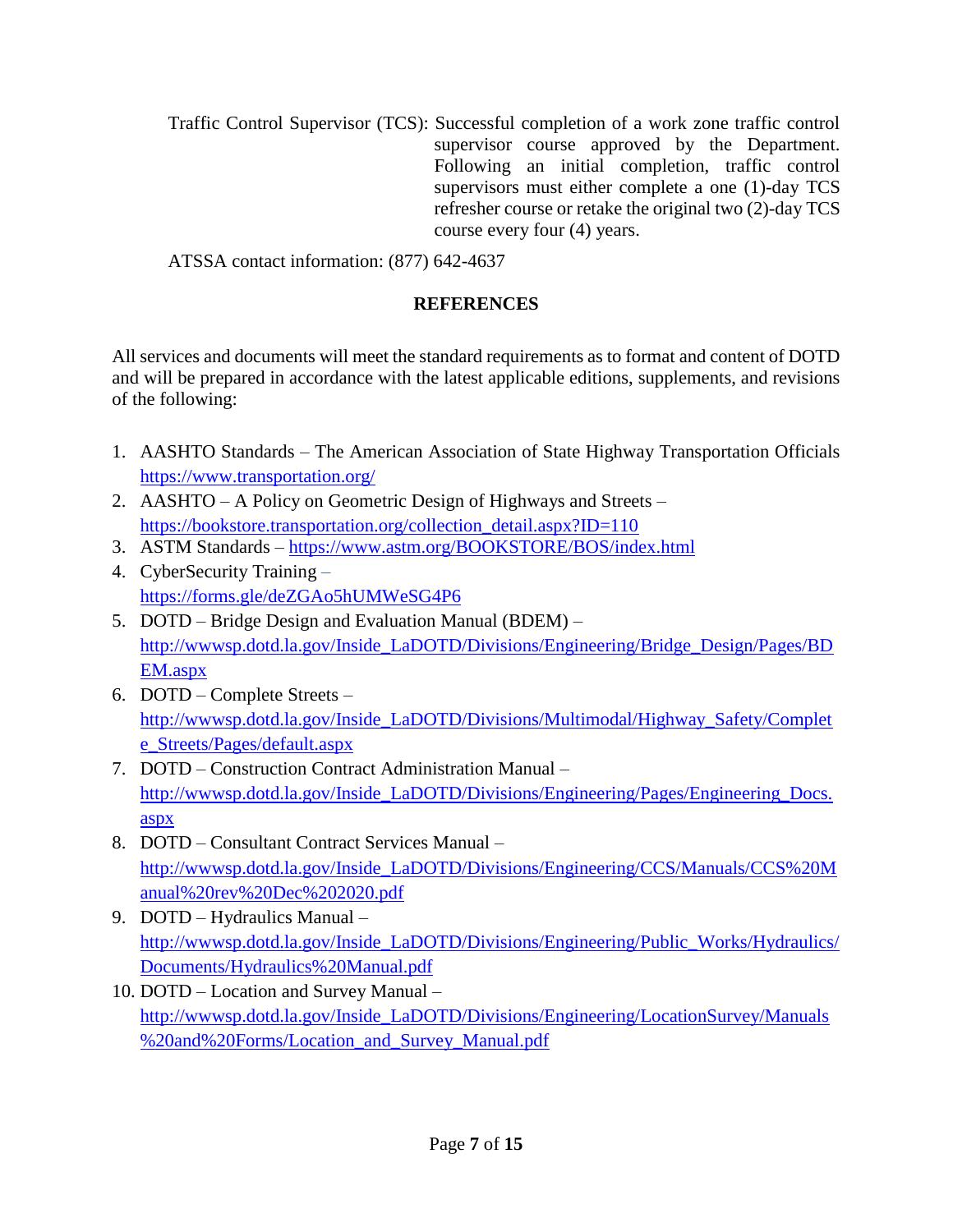Traffic Control Supervisor (TCS): Successful completion of a work zone traffic control supervisor course approved by the Department. Following an initial completion, traffic control supervisors must either complete a one (1)-day TCS refresher course or retake the original two (2)-day TCS course every four (4) years.

ATSSA contact information: (877) 642-4637

## REFERENCES

All services and documents will meet the standard requirements as to format and content of DOTD and will be prepared in accordance with the latest applicable editions, supplements, and revisions of the following:

1. AASHTO Standards – The American Association of State Highway Transportation Officials https://www.transportation.org/
2. AASHTO – A Policy on Geometric Design of Highways and Streets – https://bookstore.transportation.org/collection_detail.aspx?ID=110
3. ASTM Standards – https://www.astm.org/BOOKSTORE/BOS/index.html
4. CyberSecurity Training – https://forms.gle/deZGAo5hUMWeSG4P6
5. DOTD – Bridge Design and Evaluation Manual (BDEM) – http://wwwsp.dotd.la.gov/Inside_LaDOTD/Divisions/Engineering/Bridge_Design/Pages/BDEM.aspx
6. DOTD – Complete Streets – http://wwwsp.dotd.la.gov/Inside_LaDOTD/Divisions/Multimodal/Highway_Safety/Complete_Streets/Pages/default.aspx
7. DOTD – Construction Contract Administration Manual – http://wwwsp.dotd.la.gov/Inside_LaDOTD/Divisions/Engineering/Pages/Engineering_Docs.aspx
8. DOTD – Consultant Contract Services Manual – http://wwwsp.dotd.la.gov/Inside_LaDOTD/Divisions/Engineering/CCS/Manuals/CCS%20Manual%20rev%20Dec%202020.pdf
9. DOTD – Hydraulics Manual – http://wwwsp.dotd.la.gov/Inside_LaDOTD/Divisions/Engineering/Public_Works/Hydraulics/Documents/Hydraulics%20Manual.pdf
10. DOTD – Location and Survey Manual – http://wwwsp.dotd.la.gov/Inside_LaDOTD/Divisions/Engineering/LocationSurvey/Manuals%20and%20Forms/Location_and_Survey_Manual.pdf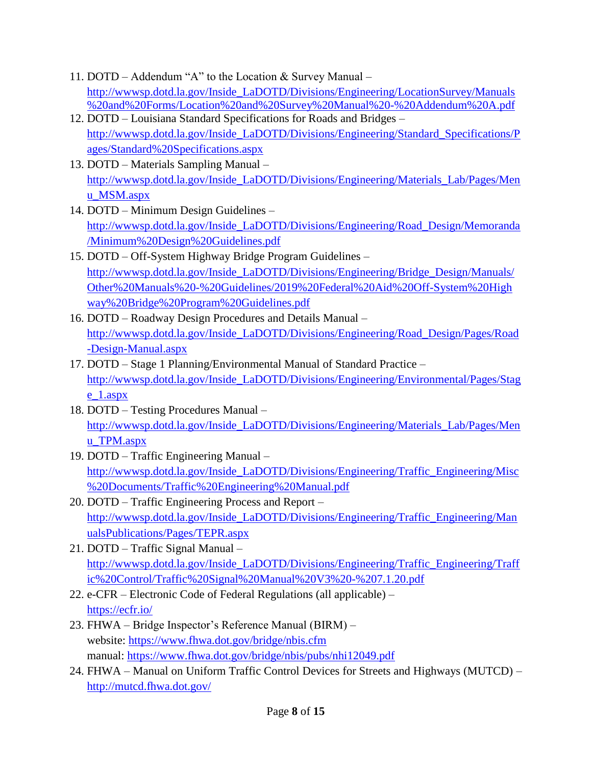11. DOTD – Addendum "A" to the Location & Survey Manual – http://wwwsp.dotd.la.gov/Inside_LaDOTD/Divisions/Engineering/LocationSurvey/Manuals%20and%20Forms/Location%20and%20Survey%20Manual%20-%20Addendum%20A.pdf
12. DOTD – Louisiana Standard Specifications for Roads and Bridges – http://wwwsp.dotd.la.gov/Inside_LaDOTD/Divisions/Engineering/Standard_Specifications/Pages/Standard%20Specifications.aspx
13. DOTD – Materials Sampling Manual – http://wwwsp.dotd.la.gov/Inside_LaDOTD/Divisions/Engineering/Materials_Lab/Pages/Menu_MSM.aspx
14. DOTD – Minimum Design Guidelines – http://wwwsp.dotd.la.gov/Inside_LaDOTD/Divisions/Engineering/Road_Design/Memoranda/Minimum%20Design%20Guidelines.pdf
15. DOTD – Off-System Highway Bridge Program Guidelines – http://wwwsp.dotd.la.gov/Inside_LaDOTD/Divisions/Engineering/Bridge_Design/Manuals/Other%20Manuals%20-%20Guidelines/2019%20Federal%20Aid%20Off-System%20Highway%20Bridge%20Program%20Guidelines.pdf
16. DOTD – Roadway Design Procedures and Details Manual – http://wwwsp.dotd.la.gov/Inside_LaDOTD/Divisions/Engineering/Road_Design/Pages/Road-Design-Manual.aspx
17. DOTD – Stage 1 Planning/Environmental Manual of Standard Practice – http://wwwsp.dotd.la.gov/Inside_LaDOTD/Divisions/Engineering/Environmental/Pages/Stage_1.aspx
18. DOTD – Testing Procedures Manual – http://wwwsp.dotd.la.gov/Inside_LaDOTD/Divisions/Engineering/Materials_Lab/Pages/Menu_TPM.aspx
19. DOTD – Traffic Engineering Manual – http://wwwsp.dotd.la.gov/Inside_LaDOTD/Divisions/Engineering/Traffic_Engineering/Misc%20Documents/Traffic%20Engineering%20Manual.pdf
20. DOTD – Traffic Engineering Process and Report – http://wwwsp.dotd.la.gov/Inside_LaDOTD/Divisions/Engineering/Traffic_Engineering/ManualsPublications/Pages/TEPR.aspx
21. DOTD – Traffic Signal Manual – http://wwwsp.dotd.la.gov/Inside_LaDOTD/Divisions/Engineering/Traffic_Engineering/Traffic%20Control/Traffic%20Signal%20Manual%20V3%20-%207.1.20.pdf
22. e-CFR – Electronic Code of Federal Regulations (all applicable) – https://ecfr.io/
23. FHWA – Bridge Inspector's Reference Manual (BIRM) –  
    website: https://www.fhwa.dot.gov/bridge/nbis.cfm  
    manual: https://www.fhwa.dot.gov/bridge/nbis/pubs/nhi12049.pdf
24. FHWA – Manual on Uniform Traffic Control Devices for Streets and Highways (MUTCD) – http://mutcd.fhwa.dot.gov/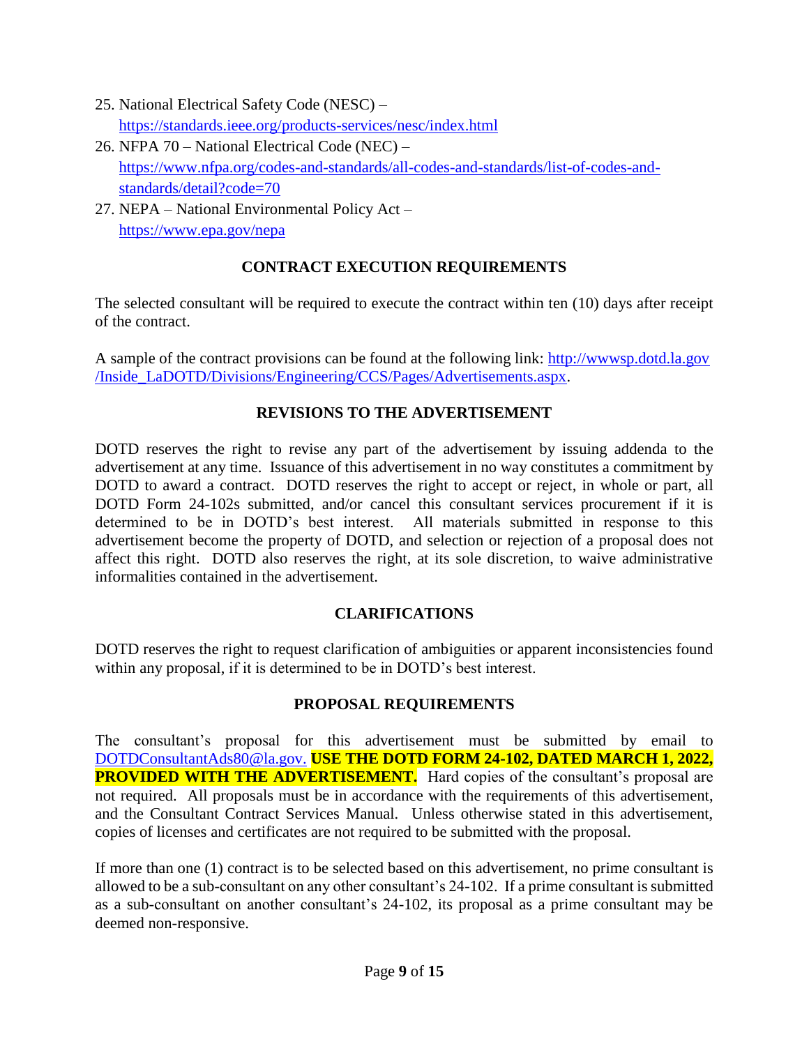25. National Electrical Safety Code (NESC) – https://standards.ieee.org/products-services/nesc/index.html
26. NFPA 70 – National Electrical Code (NEC) – https://www.nfpa.org/codes-and-standards/all-codes-and-standards/list-of-codes-and-standards/detail?code=70
27. NEPA – National Environmental Policy Act – https://www.epa.gov/nepa

## CONTRACT EXECUTION REQUIREMENTS

The selected consultant will be required to execute the contract within ten (10) days after receipt of the contract.

A sample of the contract provisions can be found at the following link: http://wwwsp.dotd.la.gov/Inside_LaDOTD/Divisions/Engineering/CCS/Pages/Advertisements.aspx.

## REVISIONS TO THE ADVERTISEMENT

DOTD reserves the right to revise any part of the advertisement by issuing addenda to the advertisement at any time. Issuance of this advertisement in no way constitutes a commitment by DOTD to award a contract. DOTD reserves the right to accept or reject, in whole or part, all DOTD Form 24-102s submitted, and/or cancel this consultant services procurement if it is determined to be in DOTD's best interest. All materials submitted in response to this advertisement become the property of DOTD, and selection or rejection of a proposal does not affect this right. DOTD also reserves the right, at its sole discretion, to waive administrative informalities contained in the advertisement.

## CLARIFICATIONS

DOTD reserves the right to request clarification of ambiguities or apparent inconsistencies found within any proposal, if it is determined to be in DOTD's best interest.

## PROPOSAL REQUIREMENTS

The consultant's proposal for this advertisement must be submitted by email to DOTDConsultantAds80@la.gov. **USE THE DOTD FORM 24-102, DATED MARCH 1, 2022, PROVIDED WITH THE ADVERTISEMENT.** Hard copies of the consultant's proposal are not required. All proposals must be in accordance with the requirements of this advertisement, and the Consultant Contract Services Manual. Unless otherwise stated in this advertisement, copies of licenses and certificates are not required to be submitted with the proposal.

If more than one (1) contract is to be selected based on this advertisement, no prime consultant is allowed to be a sub-consultant on any other consultant's 24-102. If a prime consultant is submitted as a sub-consultant on another consultant's 24-102, its proposal as a prime consultant may be deemed non-responsive.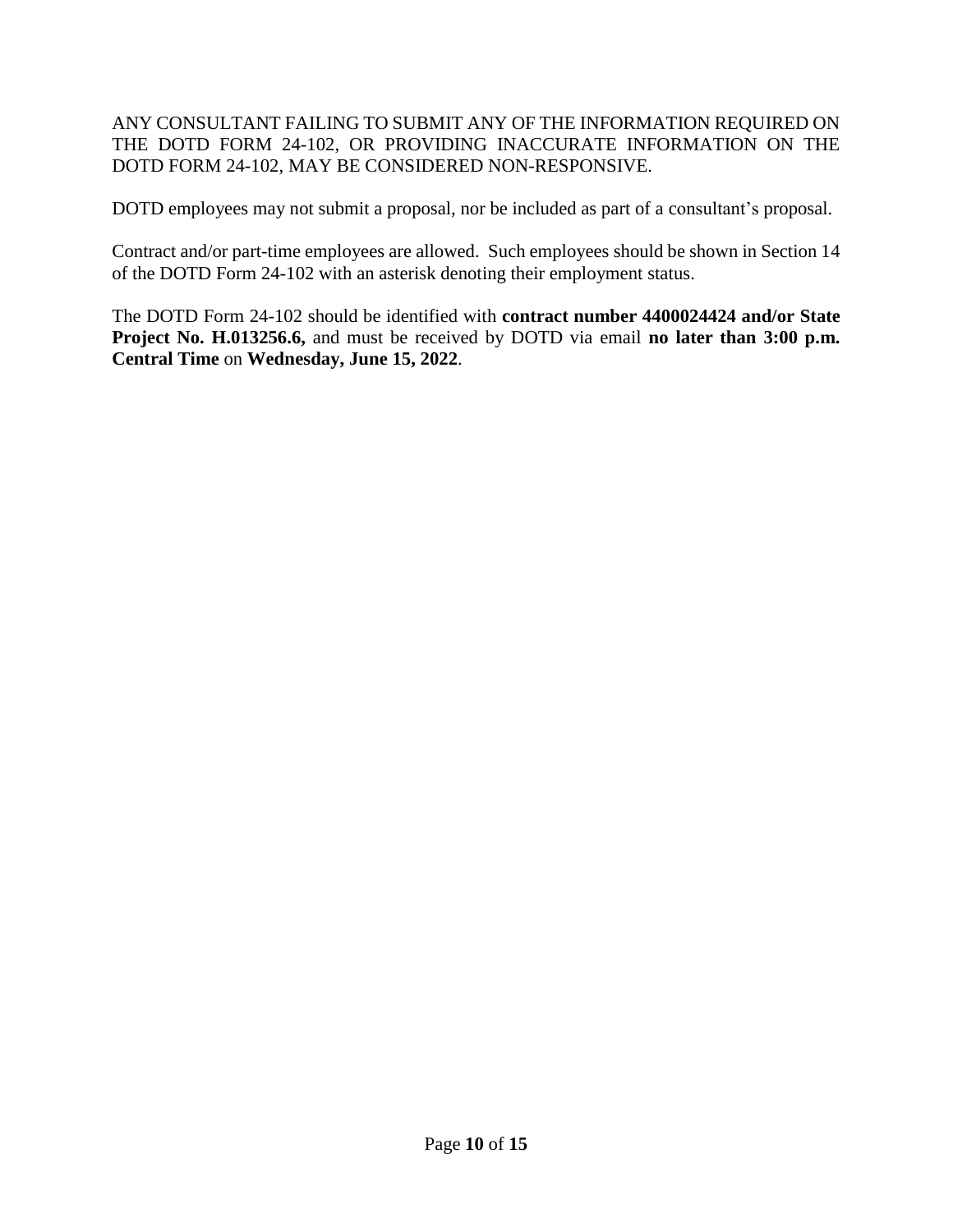ANY CONSULTANT FAILING TO SUBMIT ANY OF THE INFORMATION REQUIRED ON THE DOTD FORM 24-102, OR PROVIDING INACCURATE INFORMATION ON THE DOTD FORM 24-102, MAY BE CONSIDERED NON-RESPONSIVE.

DOTD employees may not submit a proposal, nor be included as part of a consultant's proposal.

Contract and/or part-time employees are allowed. Such employees should be shown in Section 14 of the DOTD Form 24-102 with an asterisk denoting their employment status.

The DOTD Form 24-102 should be identified with **contract number 4400024424 and/or State Project No. H.013256.6,** and must be received by DOTD via email **no later than 3:00 p.m. Central Time** on **Wednesday, June 15, 2022**.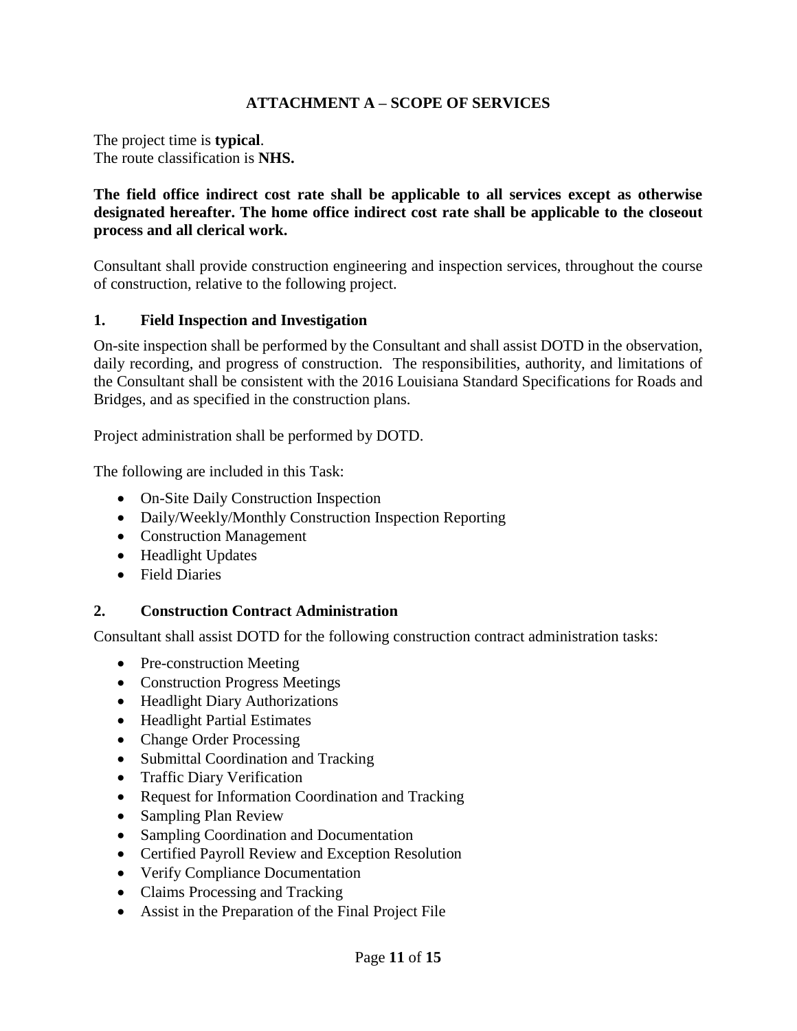# ATTACHMENT A – SCOPE OF SERVICES

The project time is **typical**.
The route classification is **NHS.**

**The field office indirect cost rate shall be applicable to all services except as otherwise designated hereafter. The home office indirect cost rate shall be applicable to the closeout process and all clerical work.**

Consultant shall provide construction engineering and inspection services, throughout the course of construction, relative to the following project.

## 1. Field Inspection and Investigation

On-site inspection shall be performed by the Consultant and shall assist DOTD in the observation, daily recording, and progress of construction. The responsibilities, authority, and limitations of the Consultant shall be consistent with the 2016 Louisiana Standard Specifications for Roads and Bridges, and as specified in the construction plans.

Project administration shall be performed by DOTD.

The following are included in this Task:

- On-Site Daily Construction Inspection
- Daily/Weekly/Monthly Construction Inspection Reporting
- Construction Management
- Headlight Updates
- Field Diaries

## 2. Construction Contract Administration

Consultant shall assist DOTD for the following construction contract administration tasks:

- Pre-construction Meeting
- Construction Progress Meetings
- Headlight Diary Authorizations
- Headlight Partial Estimates
- Change Order Processing
- Submittal Coordination and Tracking
- Traffic Diary Verification
- Request for Information Coordination and Tracking
- Sampling Plan Review
- Sampling Coordination and Documentation
- Certified Payroll Review and Exception Resolution
- Verify Compliance Documentation
- Claims Processing and Tracking
- Assist in the Preparation of the Final Project File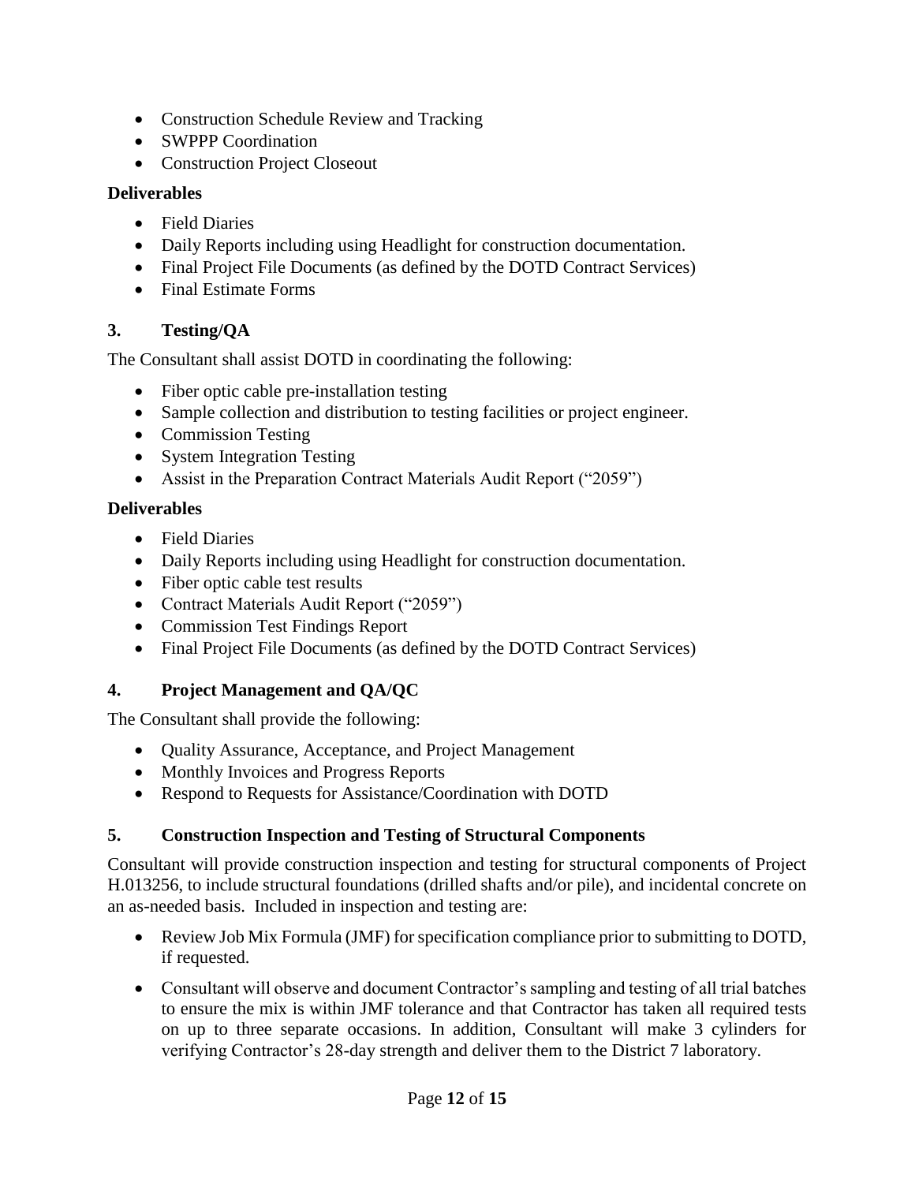- Construction Schedule Review and Tracking
- SWPPP Coordination
- Construction Project Closeout

**Deliverables**

- Field Diaries
- Daily Reports including using Headlight for construction documentation.
- Final Project File Documents (as defined by the DOTD Contract Services)
- Final Estimate Forms

### 3. Testing/QA

The Consultant shall assist DOTD in coordinating the following:

- Fiber optic cable pre-installation testing
- Sample collection and distribution to testing facilities or project engineer.
- Commission Testing
- System Integration Testing
- Assist in the Preparation Contract Materials Audit Report ("2059")

**Deliverables**

- Field Diaries
- Daily Reports including using Headlight for construction documentation.
- Fiber optic cable test results
- Contract Materials Audit Report ("2059")
- Commission Test Findings Report
- Final Project File Documents (as defined by the DOTD Contract Services)

### 4. Project Management and QA/QC

The Consultant shall provide the following:

- Quality Assurance, Acceptance, and Project Management
- Monthly Invoices and Progress Reports
- Respond to Requests for Assistance/Coordination with DOTD

### 5. Construction Inspection and Testing of Structural Components

Consultant will provide construction inspection and testing for structural components of Project H.013256, to include structural foundations (drilled shafts and/or pile), and incidental concrete on an as-needed basis. Included in inspection and testing are:

- Review Job Mix Formula (JMF) for specification compliance prior to submitting to DOTD, if requested.
- Consultant will observe and document Contractor's sampling and testing of all trial batches to ensure the mix is within JMF tolerance and that Contractor has taken all required tests on up to three separate occasions. In addition, Consultant will make 3 cylinders for verifying Contractor's 28-day strength and deliver them to the District 7 laboratory.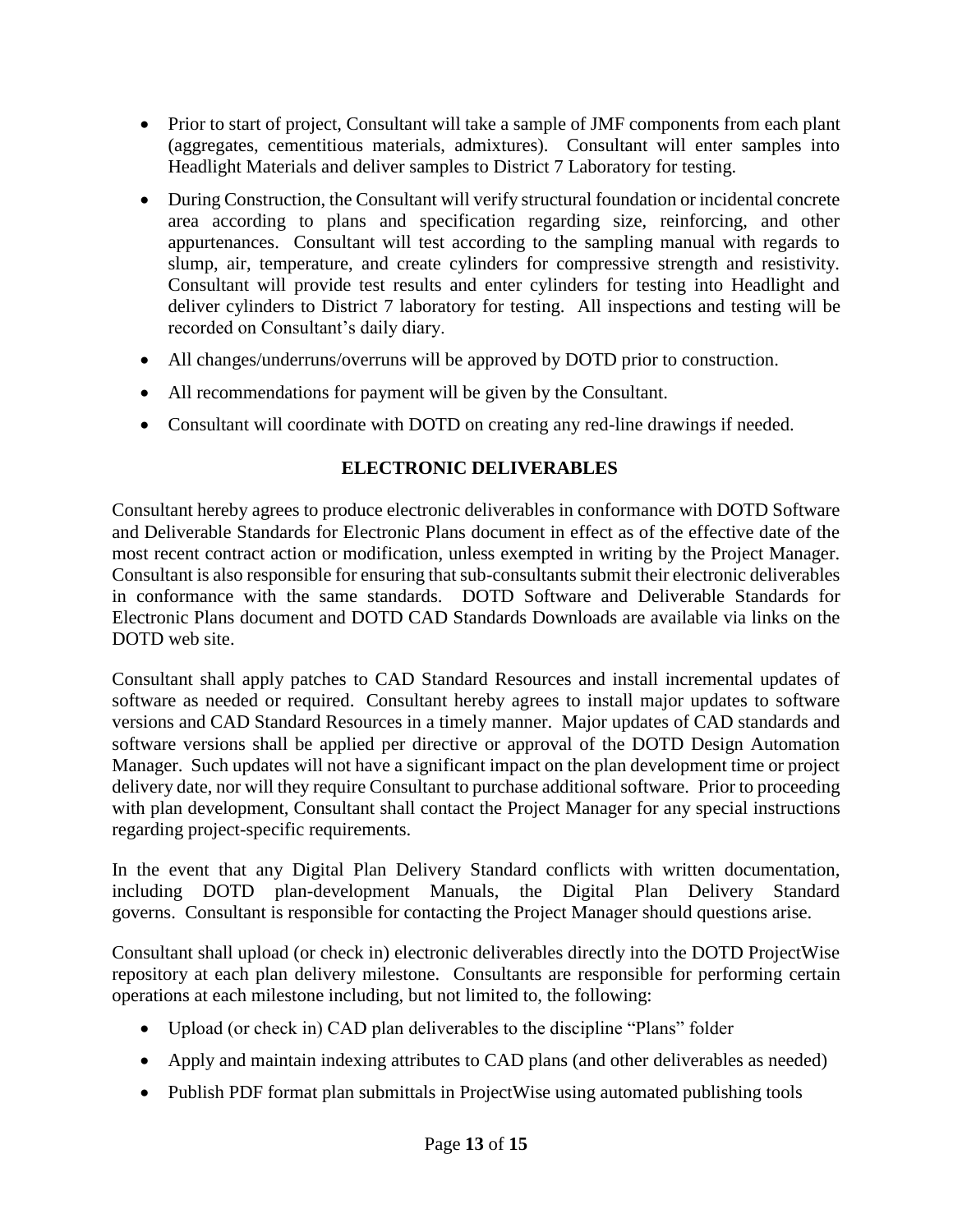- Prior to start of project, Consultant will take a sample of JMF components from each plant (aggregates, cementitious materials, admixtures). Consultant will enter samples into Headlight Materials and deliver samples to District 7 Laboratory for testing.
- During Construction, the Consultant will verify structural foundation or incidental concrete area according to plans and specification regarding size, reinforcing, and other appurtenances. Consultant will test according to the sampling manual with regards to slump, air, temperature, and create cylinders for compressive strength and resistivity. Consultant will provide test results and enter cylinders for testing into Headlight and deliver cylinders to District 7 laboratory for testing. All inspections and testing will be recorded on Consultant's daily diary.
- All changes/underruns/overruns will be approved by DOTD prior to construction.
- All recommendations for payment will be given by the Consultant.
- Consultant will coordinate with DOTD on creating any red-line drawings if needed.

## ELECTRONIC DELIVERABLES

Consultant hereby agrees to produce electronic deliverables in conformance with DOTD Software and Deliverable Standards for Electronic Plans document in effect as of the effective date of the most recent contract action or modification, unless exempted in writing by the Project Manager. Consultant is also responsible for ensuring that sub-consultants submit their electronic deliverables in conformance with the same standards. DOTD Software and Deliverable Standards for Electronic Plans document and DOTD CAD Standards Downloads are available via links on the DOTD web site.

Consultant shall apply patches to CAD Standard Resources and install incremental updates of software as needed or required. Consultant hereby agrees to install major updates to software versions and CAD Standard Resources in a timely manner. Major updates of CAD standards and software versions shall be applied per directive or approval of the DOTD Design Automation Manager. Such updates will not have a significant impact on the plan development time or project delivery date, nor will they require Consultant to purchase additional software. Prior to proceeding with plan development, Consultant shall contact the Project Manager for any special instructions regarding project-specific requirements.

In the event that any Digital Plan Delivery Standard conflicts with written documentation, including DOTD plan-development Manuals, the Digital Plan Delivery Standard governs. Consultant is responsible for contacting the Project Manager should questions arise.

Consultant shall upload (or check in) electronic deliverables directly into the DOTD ProjectWise repository at each plan delivery milestone. Consultants are responsible for performing certain operations at each milestone including, but not limited to, the following:

- Upload (or check in) CAD plan deliverables to the discipline "Plans" folder
- Apply and maintain indexing attributes to CAD plans (and other deliverables as needed)
- Publish PDF format plan submittals in ProjectWise using automated publishing tools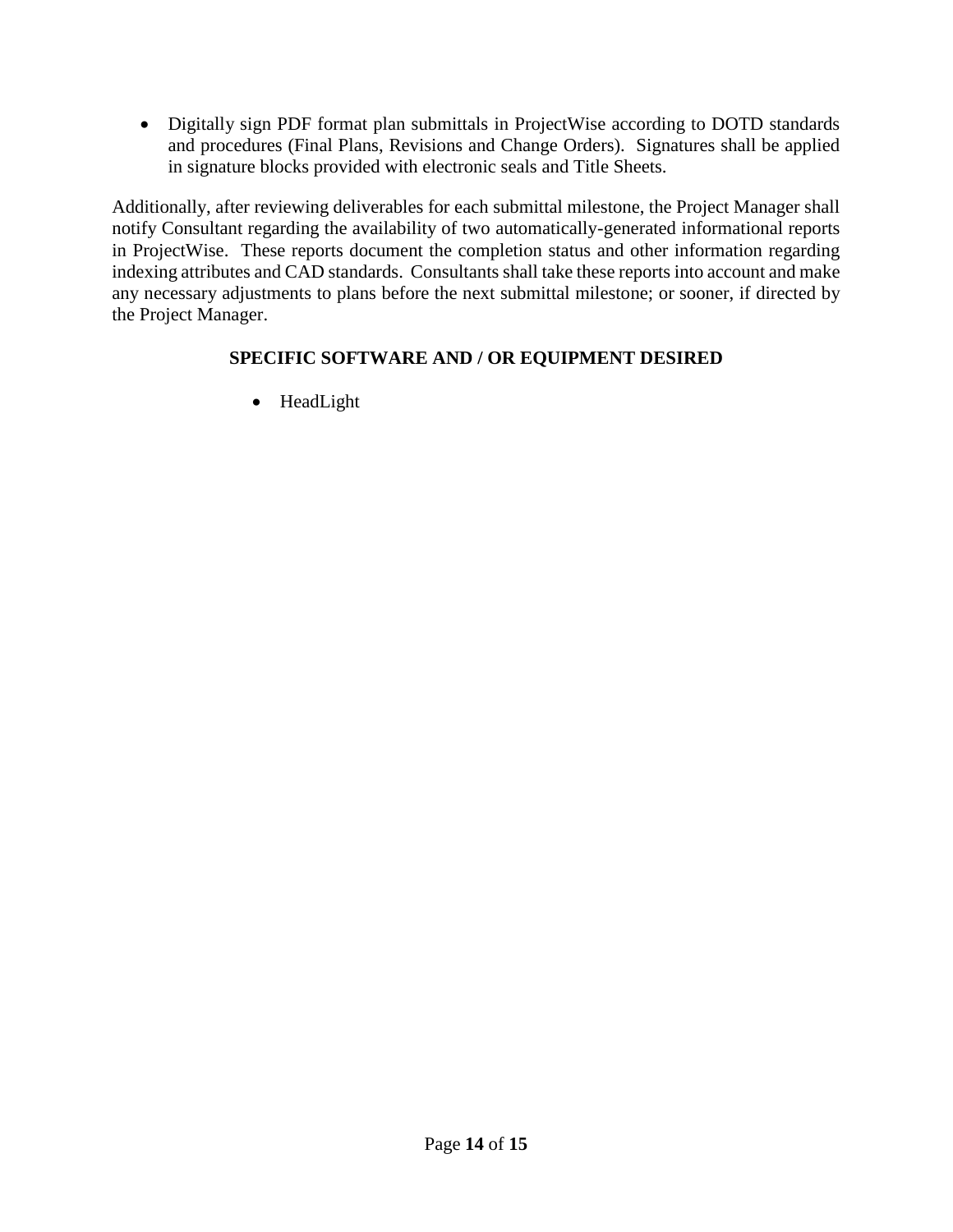- Digitally sign PDF format plan submittals in ProjectWise according to DOTD standards and procedures (Final Plans, Revisions and Change Orders). Signatures shall be applied in signature blocks provided with electronic seals and Title Sheets.

Additionally, after reviewing deliverables for each submittal milestone, the Project Manager shall notify Consultant regarding the availability of two automatically-generated informational reports in ProjectWise. These reports document the completion status and other information regarding indexing attributes and CAD standards. Consultants shall take these reports into account and make any necessary adjustments to plans before the next submittal milestone; or sooner, if directed by the Project Manager.

## SPECIFIC SOFTWARE AND / OR EQUIPMENT DESIRED

- HeadLight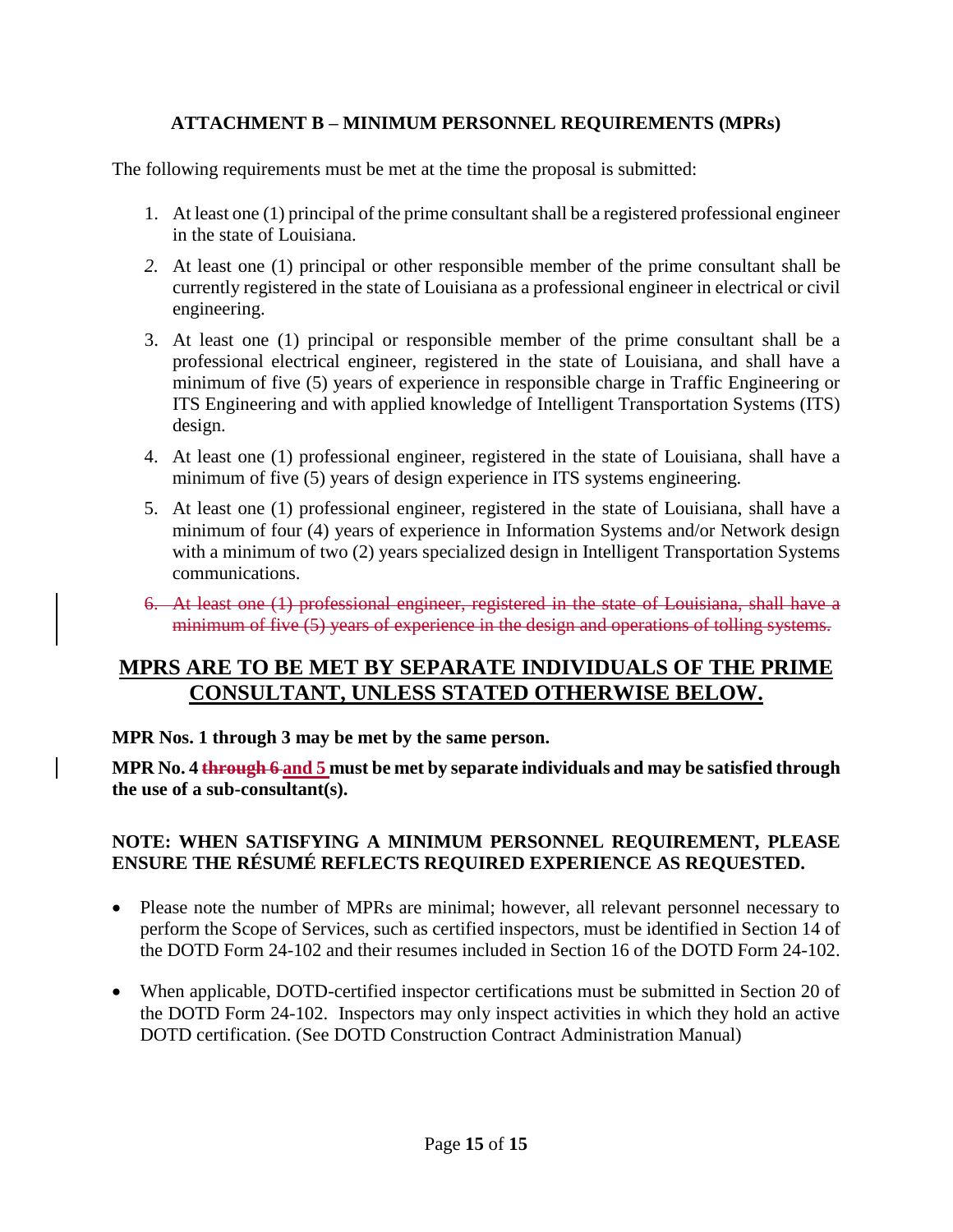**ATTACHMENT B – MINIMUM PERSONNEL REQUIREMENTS (MPRs)**

The following requirements must be met at the time the proposal is submitted:

1. At least one (1) principal of the prime consultant shall be a registered professional engineer in the state of Louisiana.
2. At least one (1) principal or other responsible member of the prime consultant shall be currently registered in the state of Louisiana as a professional engineer in electrical or civil engineering.
3. At least one (1) principal or responsible member of the prime consultant shall be a professional electrical engineer, registered in the state of Louisiana, and shall have a minimum of five (5) years of experience in responsible charge in Traffic Engineering or ITS Engineering and with applied knowledge of Intelligent Transportation Systems (ITS) design.
4. At least one (1) professional engineer, registered in the state of Louisiana, shall have a minimum of five (5) years of design experience in ITS systems engineering.
5. At least one (1) professional engineer, registered in the state of Louisiana, shall have a minimum of four (4) years of experience in Information Systems and/or Network design with a minimum of two (2) years specialized design in Intelligent Transportation Systems communications.
6. ~~At least one (1) professional engineer, registered in the state of Louisiana, shall have a minimum of five (5) years of experience in the design and operations of tolling systems.~~

## MPRS ARE TO BE MET BY SEPARATE INDIVIDUALS OF THE PRIME CONSULTANT, UNLESS STATED OTHERWISE BELOW.

**MPR Nos. 1 through 3 may be met by the same person.**

**MPR No. 4 ~~through 6~~ and 5 must be met by separate individuals and may be satisfied through the use of a sub-consultant(s).**

**NOTE: WHEN SATISFYING A MINIMUM PERSONNEL REQUIREMENT, PLEASE ENSURE THE RÉSUMÉ REFLECTS REQUIRED EXPERIENCE AS REQUESTED.**

- Please note the number of MPRs are minimal; however, all relevant personnel necessary to perform the Scope of Services, such as certified inspectors, must be identified in Section 14 of the DOTD Form 24-102 and their resumes included in Section 16 of the DOTD Form 24-102.
- When applicable, DOTD-certified inspector certifications must be submitted in Section 20 of the DOTD Form 24-102. Inspectors may only inspect activities in which they hold an active DOTD certification. (See DOTD Construction Contract Administration Manual)